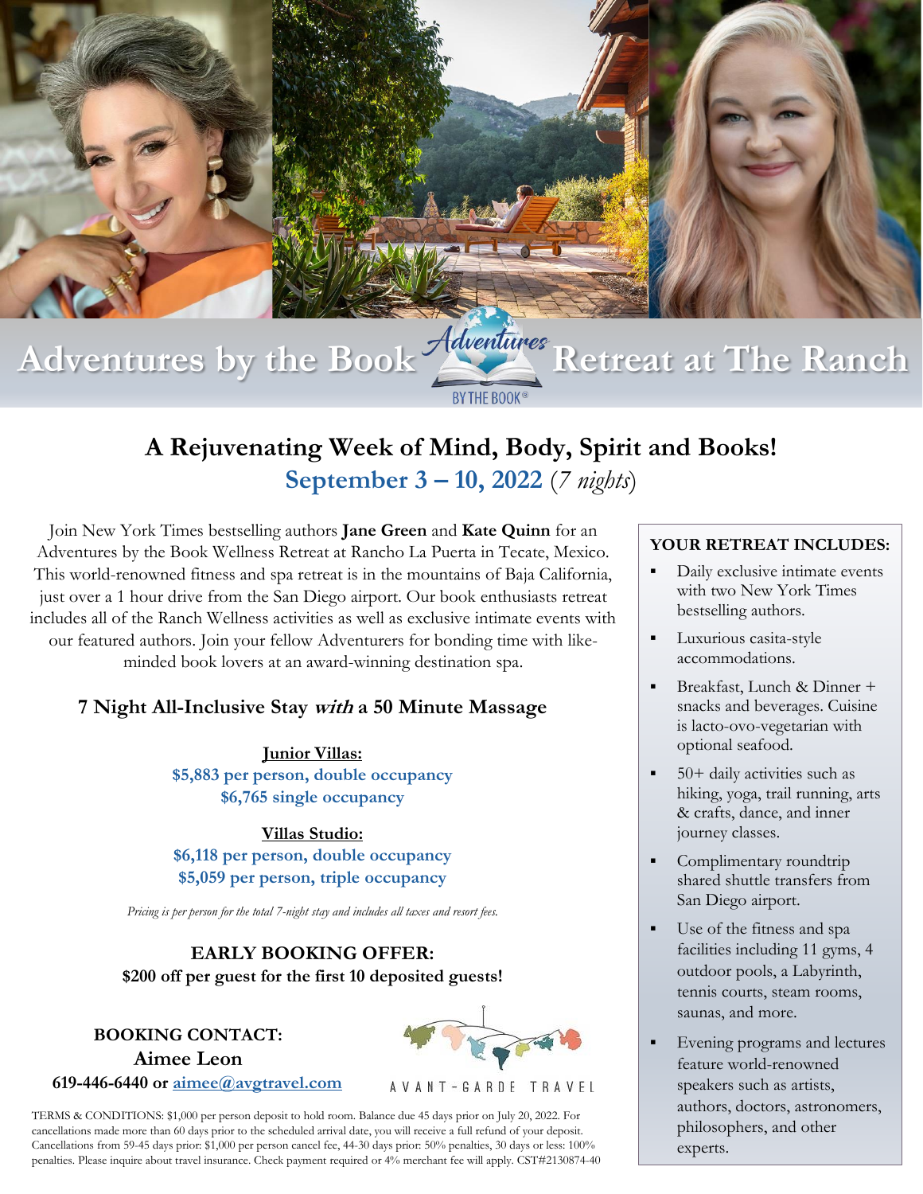# Adventures by the Book Retreat at The Ranch

## A Rejuvenating Week of Mind, Body, Spirit and Books!

**September 3 – 10, 2022** (*7 nights*)

Join New York Times bestselling authors **Jane Green** and **Kate Quinn** for an Adventures by the Book Wellness Retreat at Rancho La Puerta in Tecate, Mexico. This world-renowned fitness and spa retreat is in the mountains of Baja California, just over a 1 hour drive from the San Diego airport. Our book enthusiasts retreat includes all of the Ranch Wellness activities as well as exclusive intimate events with our featured authors. Join your fellow Adventurers for bonding time with like-minded book lovers at an award-winning destination spa.

### 7 Night All-Inclusive Stay *with* a 50 Minute Massage

**Junior Villas:**
**$5,883 per person, double occupancy**
**$6,765 single occupancy**

**Villas Studio:**
**$6,118 per person, double occupancy**
**$5,059 per person, triple occupancy**

*Pricing is per person for the total 7-night stay and includes all taxes and resort fees.*

**EARLY BOOKING OFFER:**
**$200 off per guest for the first 10 deposited guests!**

**BOOKING CONTACT:**
**Aimee Leon**
**619-446-6440 or aimee@avgtravel.com**

AVANT-GARDE TRAVEL

TERMS & CONDITIONS: $1,000 per person deposit to hold room. Balance due 45 days prior on July 20, 2022. For cancellations made more than 60 days prior to the scheduled arrival date, you will receive a full refund of your deposit. Cancellations from 59-45 days prior: $1,000 per person cancel fee, 44-30 days prior: 50% penalties, 30 days or less: 100% penalties. Please inquire about travel insurance. Check payment required or 4% merchant fee will apply. CST#2130874-40

### YOUR RETREAT INCLUDES:

- Daily exclusive intimate events with two New York Times bestselling authors.
- Luxurious casita-style accommodations.
- Breakfast, Lunch & Dinner + snacks and beverages. Cuisine is lacto-ovo-vegetarian with optional seafood.
- 50+ daily activities such as hiking, yoga, trail running, arts & crafts, dance, and inner journey classes.
- Complimentary roundtrip shared shuttle transfers from San Diego airport.
- Use of the fitness and spa facilities including 11 gyms, 4 outdoor pools, a Labyrinth, tennis courts, steam rooms, saunas, and more.
- Evening programs and lectures feature world-renowned speakers such as artists, authors, doctors, astronomers, philosophers, and other experts.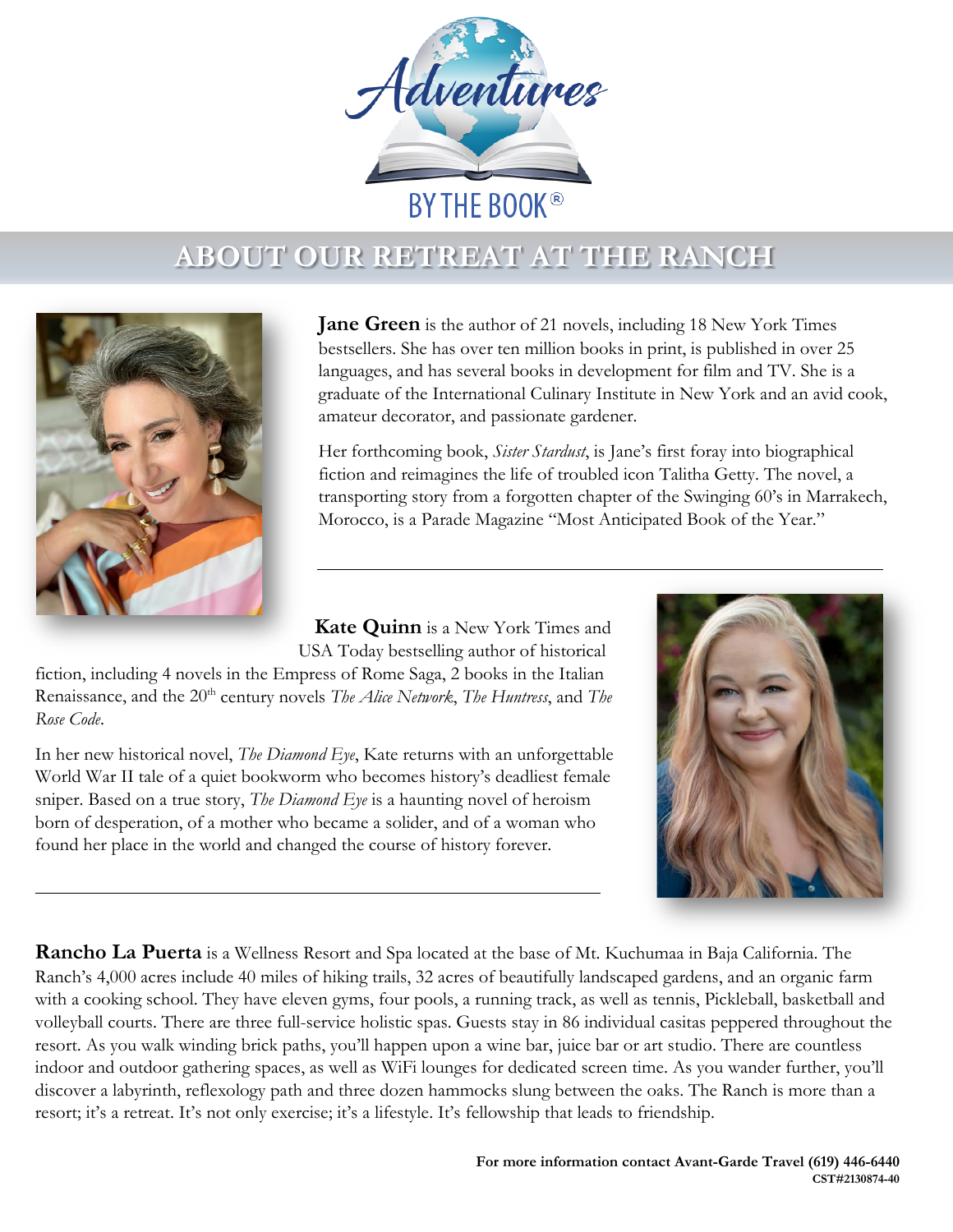Adventures BY THE BOOK®

# ABOUT OUR RETREAT AT THE RANCH

**Jane Green** is the author of 21 novels, including 18 New York Times bestsellers. She has over ten million books in print, is published in over 25 languages, and has several books in development for film and TV. She is a graduate of the International Culinary Institute in New York and an avid cook, amateur decorator, and passionate gardener.

Her forthcoming book, *Sister Stardust*, is Jane's first foray into biographical fiction and reimagines the life of troubled icon Talitha Getty. The novel, a transporting story from a forgotten chapter of the Swinging 60's in Marrakech, Morocco, is a Parade Magazine "Most Anticipated Book of the Year."

---

**Kate Quinn** is a New York Times and USA Today bestselling author of historical fiction, including 4 novels in the Empress of Rome Saga, 2 books in the Italian Renaissance, and the 20th century novels *The Alice Network*, *The Huntress*, and *The Rose Code*.

In her new historical novel, *The Diamond Eye*, Kate returns with an unforgettable World War II tale of a quiet bookworm who becomes history's deadliest female sniper. Based on a true story, *The Diamond Eye* is a haunting novel of heroism born of desperation, of a mother who became a solider, and of a woman who found her place in the world and changed the course of history forever.

---

**Rancho La Puerta** is a Wellness Resort and Spa located at the base of Mt. Kuchumaa in Baja California. The Ranch's 4,000 acres include 40 miles of hiking trails, 32 acres of beautifully landscaped gardens, and an organic farm with a cooking school. They have eleven gyms, four pools, a running track, as well as tennis, Pickleball, basketball and volleyball courts. There are three full-service holistic spas. Guests stay in 86 individual casitas peppered throughout the resort. As you walk winding brick paths, you'll happen upon a wine bar, juice bar or art studio. There are countless indoor and outdoor gathering spaces, as well as WiFi lounges for dedicated screen time. As you wander further, you'll discover a labyrinth, reflexology path and three dozen hammocks slung between the oaks. The Ranch is more than a resort; it's a retreat. It's not only exercise; it's a lifestyle. It's fellowship that leads to friendship.

**For more information contact Avant-Garde Travel (619) 446-6440**
**CST#2130874-40**